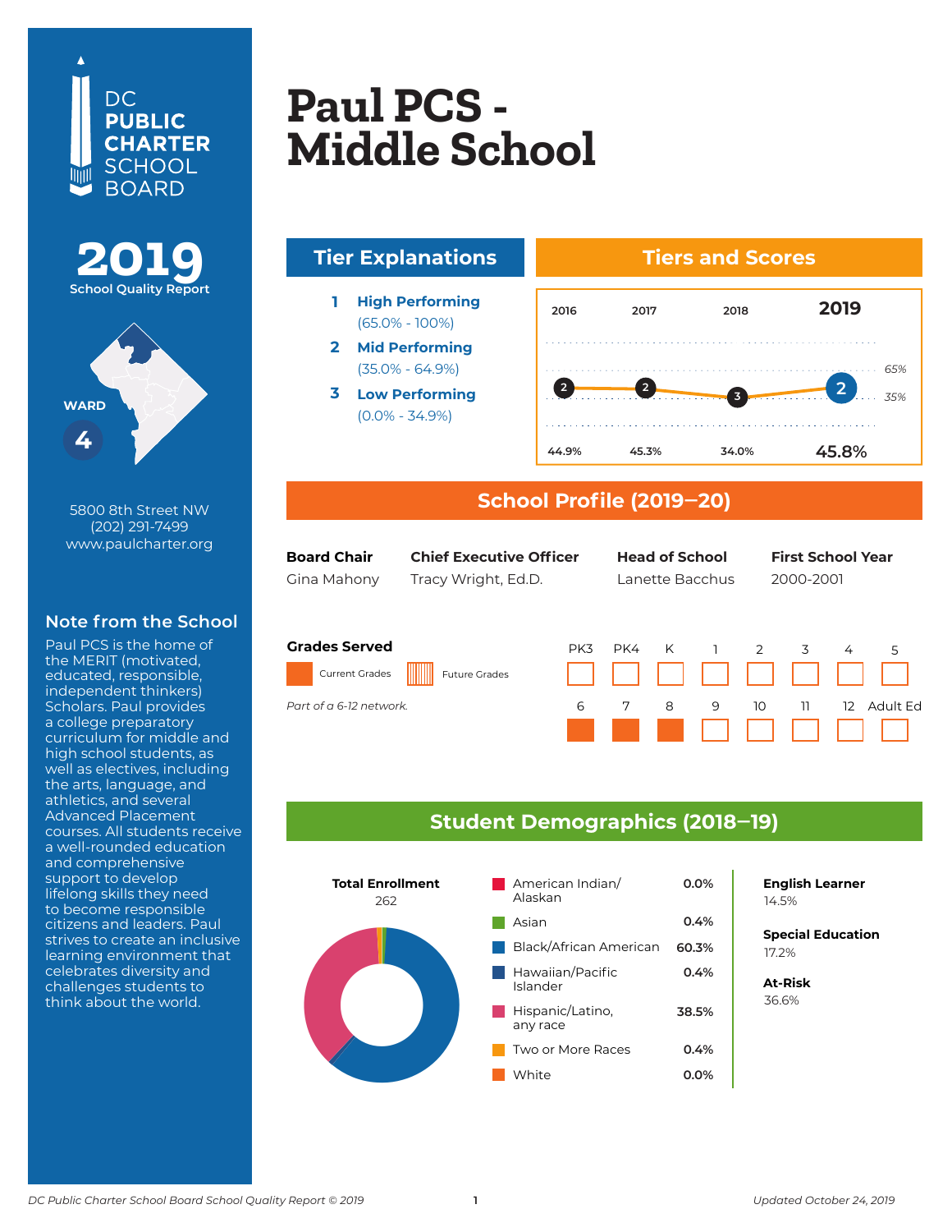DC PUBLIC CHARTER SCHOOL BOARD

**2019**
School Quality Report

WARD **4**

5800 8th Street NW
(202) 291-7499
www.paulcharter.org

## Note from the School

Paul PCS is the home of the MERIT (motivated, educated, responsible, independent thinkers) Scholars. Paul provides a college preparatory curriculum for middle and high school students, as well as electives, including the arts, language, and athletics, and several Advanced Placement courses. All students receive a well-rounded education and comprehensive support to develop lifelong skills they need to become responsible citizens and leaders. Paul strives to create an inclusive learning environment that celebrates diversity and challenges students to think about the world.

# Paul PCS - Middle School

## Tier Explanations

1. **High Performing** (65.0% - 100%)
2. **Mid Performing** (35.0% - 64.9%)
3. **Low Performing** (0.0% - 34.9%)

## Tiers and Scores

| | 2016 | 2017 | 2018 | 2019 |
|---|---|---|---|---|
| Tier | 2 | 2 | 3 | 2 |
| Score | 44.9% | 45.3% | 34.0% | 45.8% |

## School Profile (2019–20)

| Board Chair | Chief Executive Officer | Head of School | First School Year |
|---|---|---|---|
| Gina Mahony | Tracy Wright, Ed.D. | Lanette Bacchus | 2000-2001 |

**Grades Served**

Current Grades: 6, 7, 8

*Part of a 6-12 network.*

## Student Demographics (2018–19)

**Total Enrollment**
262

| Race/Ethnicity | Percent |
|---|---|
| American Indian/ Alaskan | 0.0% |
| Asian | 0.4% |
| Black/African American | 60.3% |
| Hawaiian/Pacific Islander | 0.4% |
| Hispanic/Latino, any race | 38.5% |
| Two or More Races | 0.4% |
| White | 0.0% |

**English Learner**
14.5%

**Special Education**
17.2%

**At-Risk**
36.6%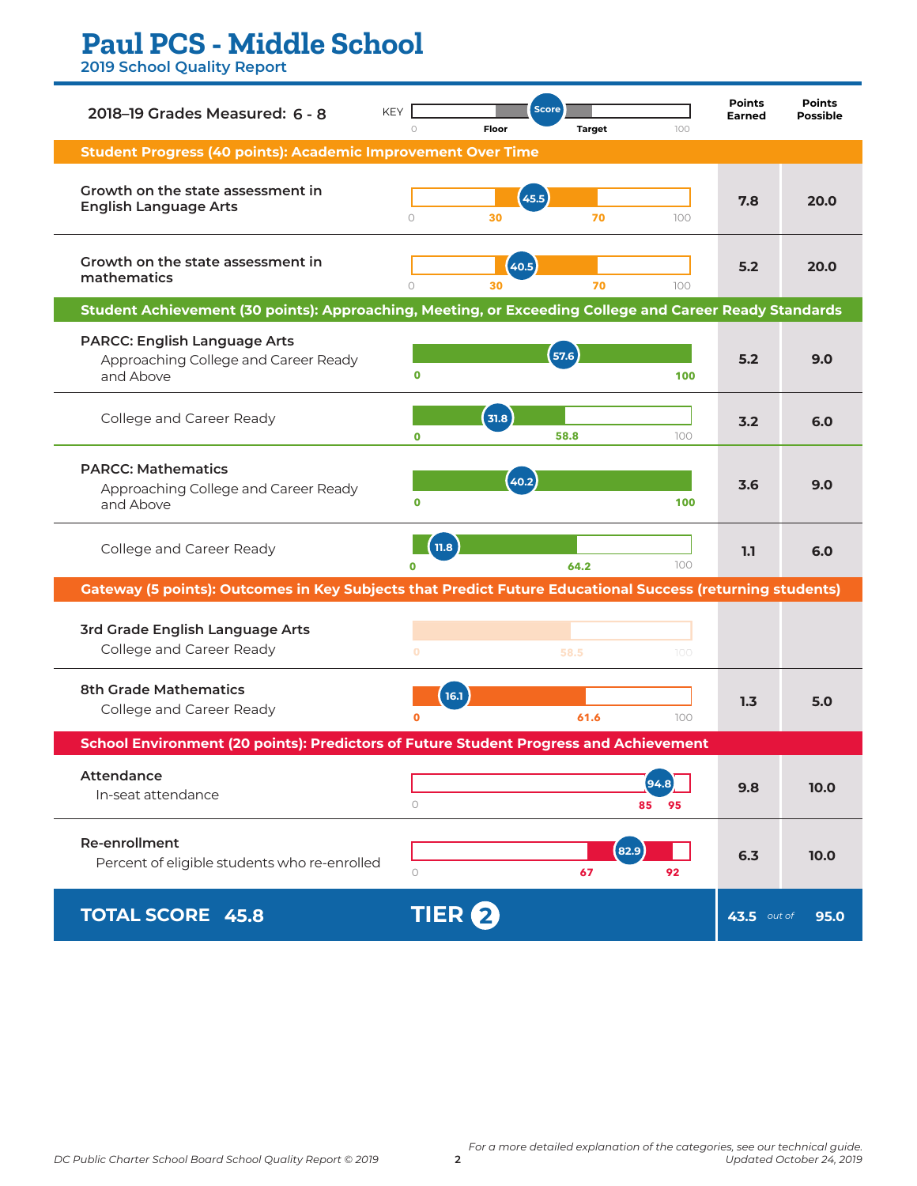# Paul PCS - Middle School

## 2019 School Quality Report

2018–19 Grades Measured: 6 - 8

KEY: 0 | Floor | Score | Target | 100

| | Score | Floor | Target | Points Earned | Points Possible |
|---|---|---|---|---|---|
| **Student Progress (40 points): Academic Improvement Over Time** | | | | | |
| **Growth on the state assessment in English Language Arts** | 45.5 | 30 | 70 | 7.8 | 20.0 |
| **Growth on the state assessment in mathematics** | 40.5 | 30 | 70 | 5.2 | 20.0 |
| **Student Achievement (30 points): Approaching, Meeting, or Exceeding College and Career Ready Standards** | | | | | |
| **PARCC: English Language Arts** Approaching College and Career Ready and Above | 57.6 | 0 | 100 | 5.2 | 9.0 |
| College and Career Ready | 31.8 | 0 | 58.8 | 3.2 | 6.0 |
| **PARCC: Mathematics** Approaching College and Career Ready and Above | 40.2 | 0 | 100 | 3.6 | 9.0 |
| College and Career Ready | 11.8 | 0 | 64.2 | 1.1 | 6.0 |
| **Gateway (5 points): Outcomes in Key Subjects that Predict Future Educational Success (returning students)** | | | | | |
| **3rd Grade English Language Arts** College and Career Ready | | 0 | 58.5 | | |
| **8th Grade Mathematics** College and Career Ready | 16.1 | 0 | 61.6 | 1.3 | 5.0 |
| **School Environment (20 points): Predictors of Future Student Progress and Achievement** | | | | | |
| **Attendance** In-seat attendance | 94.8 | 85 | 95 | 9.8 | 10.0 |
| **Re-enrollment** Percent of eligible students who re-enrolled | 82.9 | 67 | 92 | 6.3 | 10.0 |

**TOTAL SCORE 45.8** | **TIER 2** | **43.5** out of **95.0**

*For a more detailed explanation of the categories, see our technical guide.*
*Updated October 24, 2019*